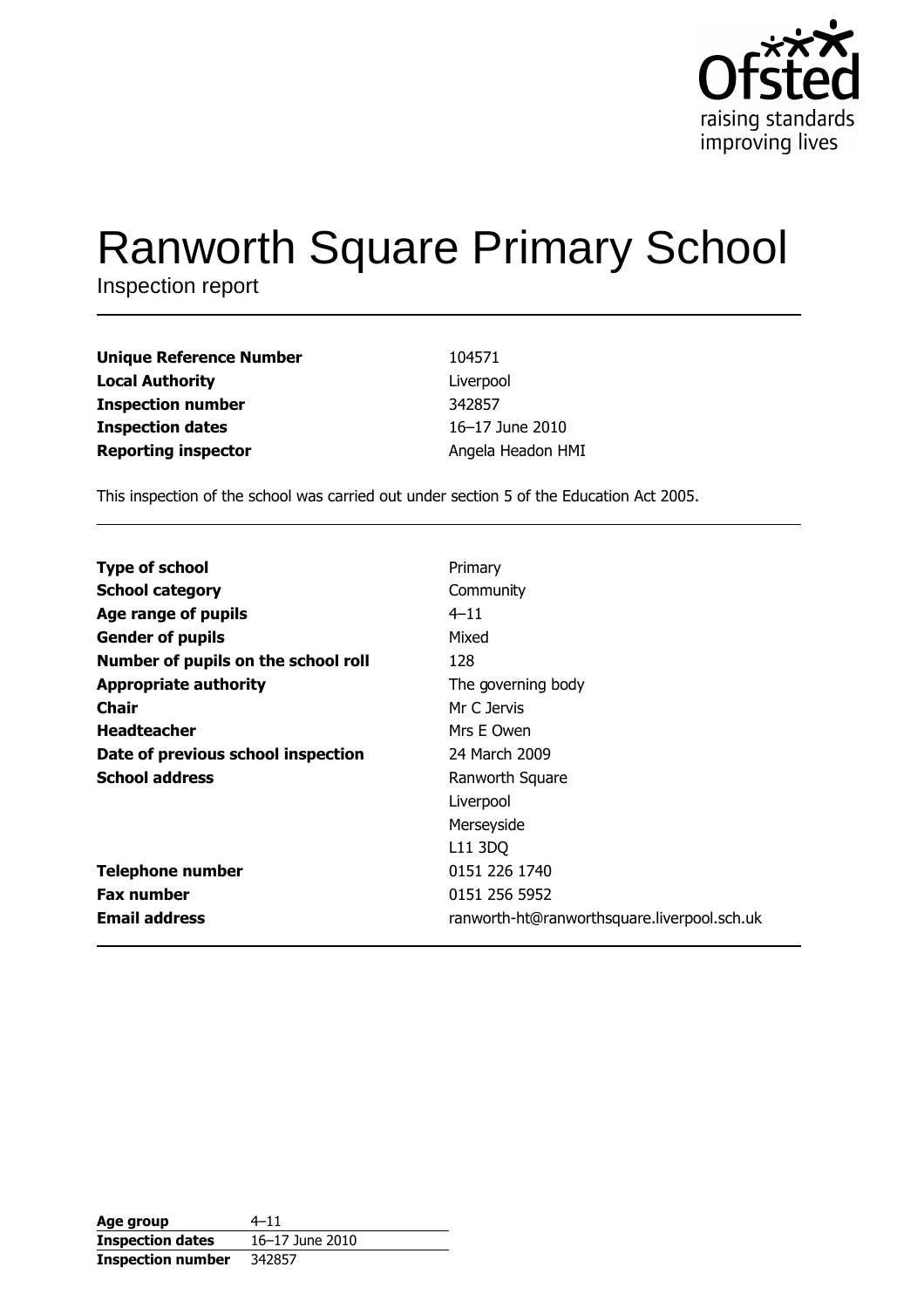Ofsted
raising standards
improving lives

# Ranworth Square Primary School

Inspection report

| | |
|---|---|
| **Unique Reference Number** | 104571 |
| **Local Authority** | Liverpool |
| **Inspection number** | 342857 |
| **Inspection dates** | 16–17 June 2010 |
| **Reporting inspector** | Angela Headon HMI |

This inspection of the school was carried out under section 5 of the Education Act 2005.

| | |
|---|---|
| **Type of school** | Primary |
| **School category** | Community |
| **Age range of pupils** | 4–11 |
| **Gender of pupils** | Mixed |
| **Number of pupils on the school roll** | 128 |
| **Appropriate authority** | The governing body |
| **Chair** | Mr C Jervis |
| **Headteacher** | Mrs E Owen |
| **Date of previous school inspection** | 24 March 2009 |
| **School address** | Ranworth Square<br>Liverpool<br>Merseyside<br>L11 3DQ |
| **Telephone number** | 0151 226 1740 |
| **Fax number** | 0151 256 5952 |
| **Email address** | ranworth-ht@ranworthsquare.liverpool.sch.uk |

| | |
|---|---|
| **Age group** | 4–11 |
| **Inspection dates** | 16–17 June 2010 |
| **Inspection number** | 342857 |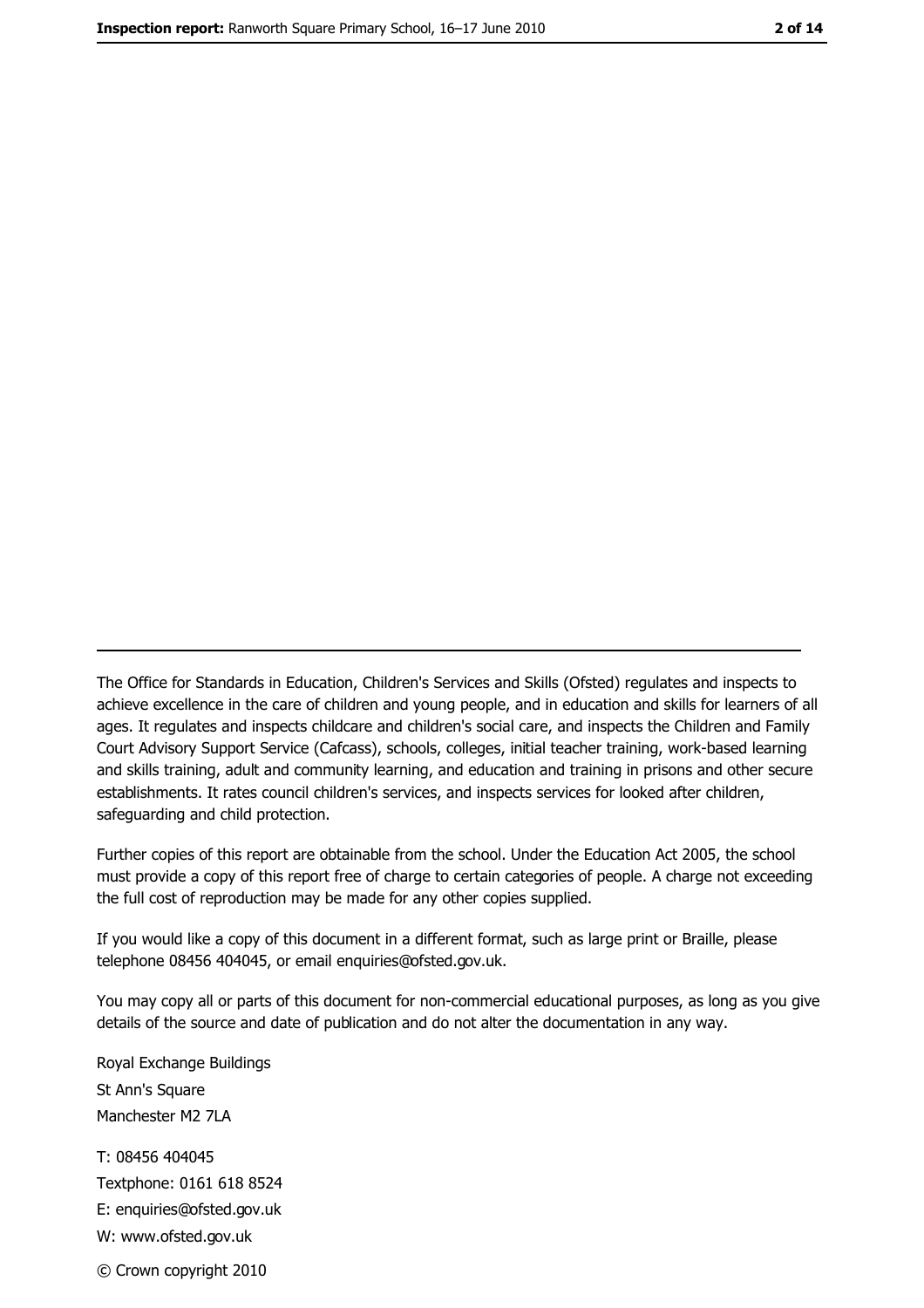The Office for Standards in Education, Children's Services and Skills (Ofsted) regulates and inspects to achieve excellence in the care of children and young people, and in education and skills for learners of all ages. It regulates and inspects childcare and children's social care, and inspects the Children and Family Court Advisory Support Service (Cafcass), schools, colleges, initial teacher training, work-based learning and skills training, adult and community learning, and education and training in prisons and other secure establishments. It rates council children's services, and inspects services for looked after children, safeguarding and child protection.

Further copies of this report are obtainable from the school. Under the Education Act 2005, the school must provide a copy of this report free of charge to certain categories of people. A charge not exceeding the full cost of reproduction may be made for any other copies supplied.

If you would like a copy of this document in a different format, such as large print or Braille, please telephone 08456 404045, or email enquiries@ofsted.gov.uk.

You may copy all or parts of this document for non-commercial educational purposes, as long as you give details of the source and date of publication and do not alter the documentation in any way.

Royal Exchange Buildings
St Ann's Square
Manchester M2 7LA

T: 08456 404045
Textphone: 0161 618 8524
E: enquiries@ofsted.gov.uk
W: www.ofsted.gov.uk

© Crown copyright 2010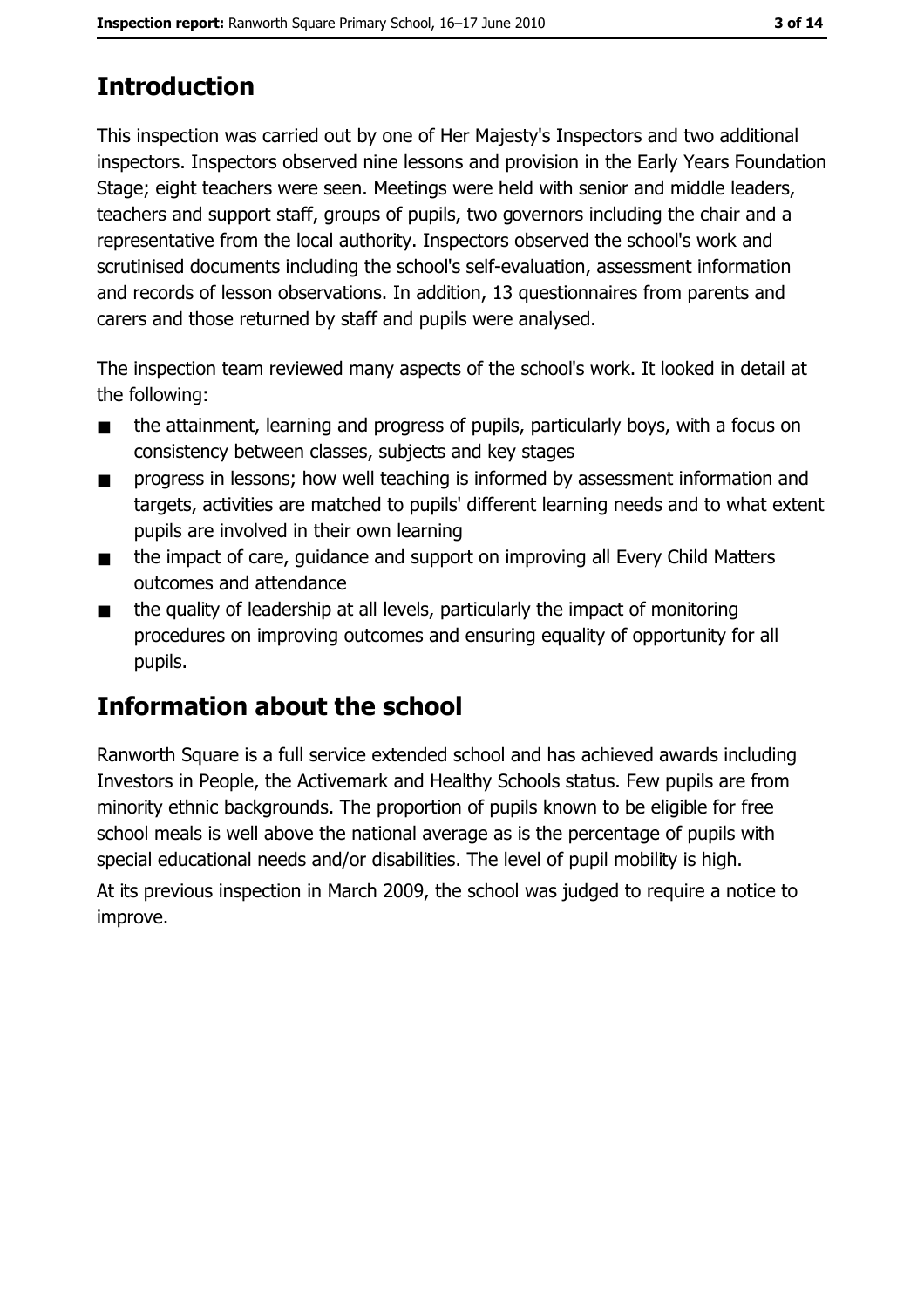# Introduction

This inspection was carried out by one of Her Majesty's Inspectors and two additional inspectors. Inspectors observed nine lessons and provision in the Early Years Foundation Stage; eight teachers were seen. Meetings were held with senior and middle leaders, teachers and support staff, groups of pupils, two governors including the chair and a representative from the local authority. Inspectors observed the school's work and scrutinised documents including the school's self-evaluation, assessment information and records of lesson observations. In addition, 13 questionnaires from parents and carers and those returned by staff and pupils were analysed.

The inspection team reviewed many aspects of the school's work. It looked in detail at the following:

- the attainment, learning and progress of pupils, particularly boys, with a focus on consistency between classes, subjects and key stages
- progress in lessons; how well teaching is informed by assessment information and targets, activities are matched to pupils' different learning needs and to what extent pupils are involved in their own learning
- the impact of care, guidance and support on improving all Every Child Matters outcomes and attendance
- the quality of leadership at all levels, particularly the impact of monitoring procedures on improving outcomes and ensuring equality of opportunity for all pupils.

# Information about the school

Ranworth Square is a full service extended school and has achieved awards including Investors in People, the Activemark and Healthy Schools status. Few pupils are from minority ethnic backgrounds. The proportion of pupils known to be eligible for free school meals is well above the national average as is the percentage of pupils with special educational needs and/or disabilities. The level of pupil mobility is high.

At its previous inspection in March 2009, the school was judged to require a notice to improve.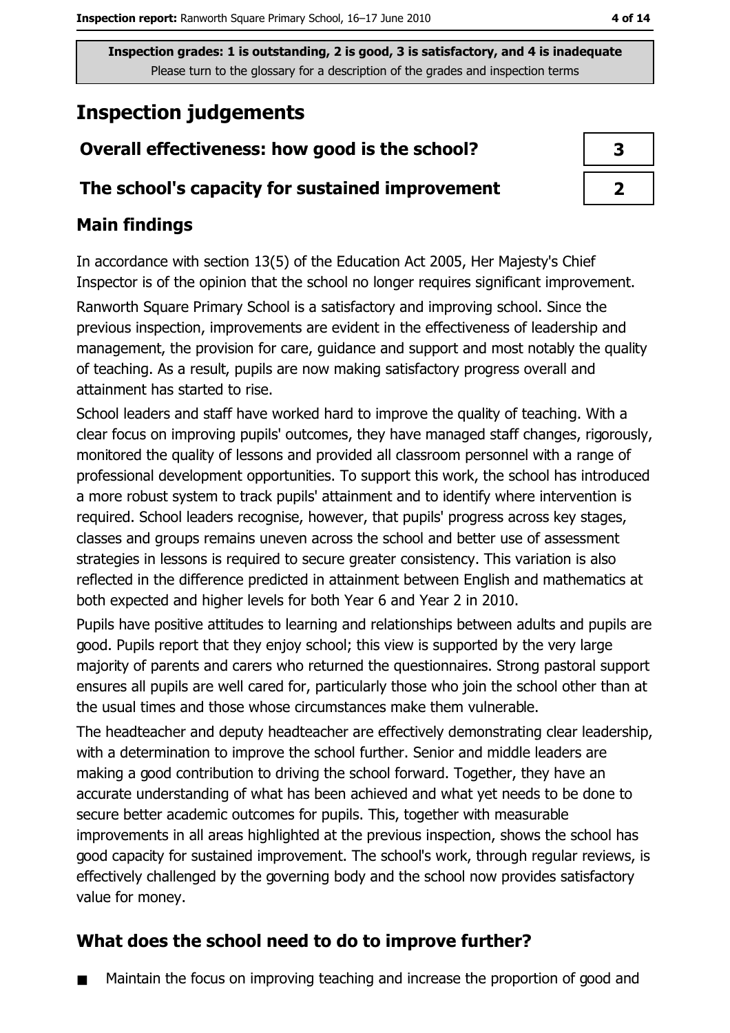Inspection grades: 1 is outstanding, 2 is good, 3 is satisfactory, and 4 is inadequate
Please turn to the glossary for a description of the grades and inspection terms

# Inspection judgements

| Overall effectiveness: how good is the school? | 3 |
| --- | --- |
| The school's capacity for sustained improvement | 2 |

## Main findings

In accordance with section 13(5) of the Education Act 2005, Her Majesty's Chief Inspector is of the opinion that the school no longer requires significant improvement.

Ranworth Square Primary School is a satisfactory and improving school. Since the previous inspection, improvements are evident in the effectiveness of leadership and management, the provision for care, guidance and support and most notably the quality of teaching. As a result, pupils are now making satisfactory progress overall and attainment has started to rise.

School leaders and staff have worked hard to improve the quality of teaching. With a clear focus on improving pupils' outcomes, they have managed staff changes, rigorously, monitored the quality of lessons and provided all classroom personnel with a range of professional development opportunities. To support this work, the school has introduced a more robust system to track pupils' attainment and to identify where intervention is required. School leaders recognise, however, that pupils' progress across key stages, classes and groups remains uneven across the school and better use of assessment strategies in lessons is required to secure greater consistency. This variation is also reflected in the difference predicted in attainment between English and mathematics at both expected and higher levels for both Year 6 and Year 2 in 2010.

Pupils have positive attitudes to learning and relationships between adults and pupils are good. Pupils report that they enjoy school; this view is supported by the very large majority of parents and carers who returned the questionnaires. Strong pastoral support ensures all pupils are well cared for, particularly those who join the school other than at the usual times and those whose circumstances make them vulnerable.

The headteacher and deputy headteacher are effectively demonstrating clear leadership, with a determination to improve the school further. Senior and middle leaders are making a good contribution to driving the school forward. Together, they have an accurate understanding of what has been achieved and what yet needs to be done to secure better academic outcomes for pupils. This, together with measurable improvements in all areas highlighted at the previous inspection, shows the school has good capacity for sustained improvement. The school's work, through regular reviews, is effectively challenged by the governing body and the school now provides satisfactory value for money.

## What does the school need to do to improve further?

- Maintain the focus on improving teaching and increase the proportion of good and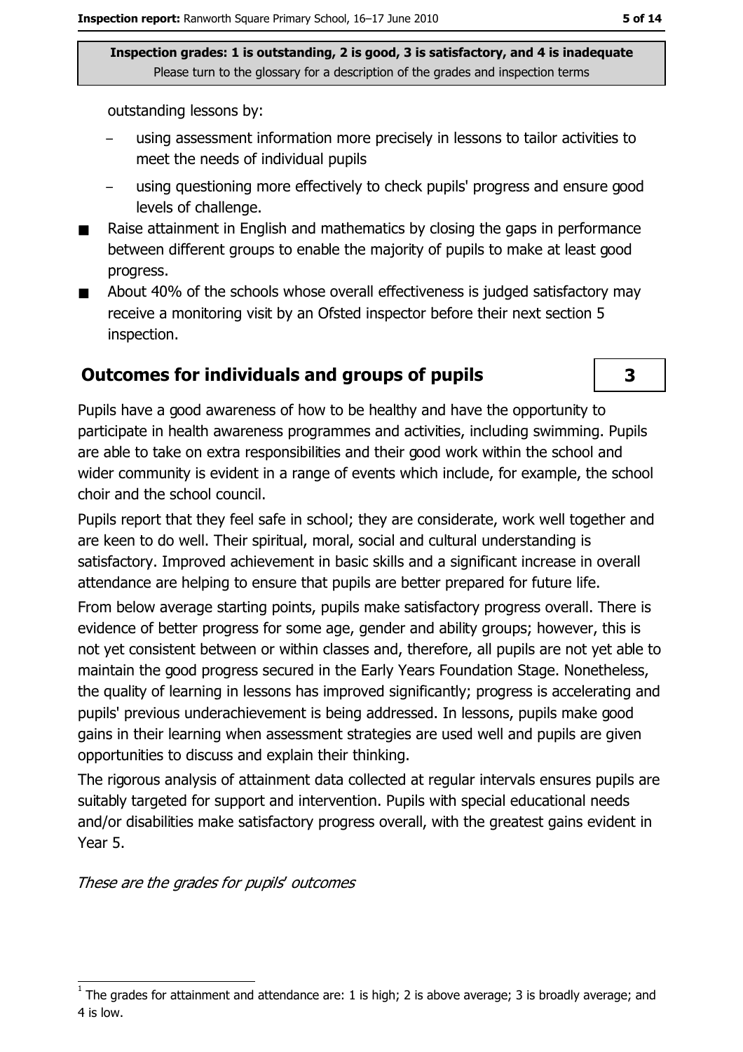outstanding lessons by:

- using assessment information more precisely in lessons to tailor activities to meet the needs of individual pupils
- using questioning more effectively to check pupils' progress and ensure good levels of challenge.

- Raise attainment in English and mathematics by closing the gaps in performance between different groups to enable the majority of pupils to make at least good progress.
- About 40% of the schools whose overall effectiveness is judged satisfactory may receive a monitoring visit by an Ofsted inspector before their next section 5 inspection.

## Outcomes for individuals and groups of pupils — 3

Pupils have a good awareness of how to be healthy and have the opportunity to participate in health awareness programmes and activities, including swimming. Pupils are able to take on extra responsibilities and their good work within the school and wider community is evident in a range of events which include, for example, the school choir and the school council.

Pupils report that they feel safe in school; they are considerate, work well together and are keen to do well. Their spiritual, moral, social and cultural understanding is satisfactory. Improved achievement in basic skills and a significant increase in overall attendance are helping to ensure that pupils are better prepared for future life.

From below average starting points, pupils make satisfactory progress overall. There is evidence of better progress for some age, gender and ability groups; however, this is not yet consistent between or within classes and, therefore, all pupils are not yet able to maintain the good progress secured in the Early Years Foundation Stage. Nonetheless, the quality of learning in lessons has improved significantly; progress is accelerating and pupils' previous underachievement is being addressed. In lessons, pupils make good gains in their learning when assessment strategies are used well and pupils are given opportunities to discuss and explain their thinking.

The rigorous analysis of attainment data collected at regular intervals ensures pupils are suitably targeted for support and intervention. Pupils with special educational needs and/or disabilities make satisfactory progress overall, with the greatest gains evident in Year 5.

*These are the grades for pupils' outcomes*

[1] The grades for attainment and attendance are: 1 is high; 2 is above average; 3 is broadly average; and 4 is low.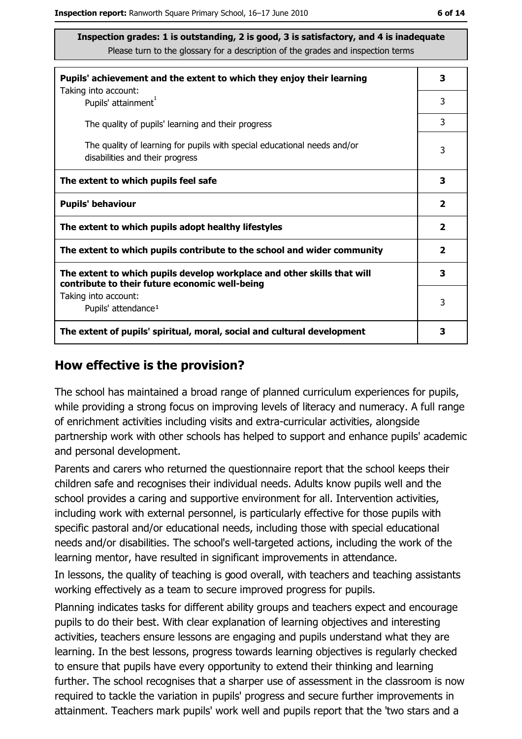**Inspection grades: 1 is outstanding, 2 is good, 3 is satisfactory, and 4 is inadequate**
Please turn to the glossary for a description of the grades and inspection terms

| | |
|---|---|
| **Pupils' achievement and the extent to which they enjoy their learning** | **3** |
| Taking into account: Pupils' attainment[1] | 3 |
| The quality of pupils' learning and their progress | 3 |
| The quality of learning for pupils with special educational needs and/or disabilities and their progress | 3 |
| **The extent to which pupils feel safe** | **3** |
| **Pupils' behaviour** | **2** |
| **The extent to which pupils adopt healthy lifestyles** | **2** |
| **The extent to which pupils contribute to the school and wider community** | **2** |
| **The extent to which pupils develop workplace and other skills that will contribute to their future economic well-being** | **3** |
| Taking into account: Pupils' attendance[1] | 3 |
| **The extent of pupils' spiritual, moral, social and cultural development** | **3** |

## How effective is the provision?

The school has maintained a broad range of planned curriculum experiences for pupils, while providing a strong focus on improving levels of literacy and numeracy. A full range of enrichment activities including visits and extra-curricular activities, alongside partnership work with other schools has helped to support and enhance pupils' academic and personal development.

Parents and carers who returned the questionnaire report that the school keeps their children safe and recognises their individual needs. Adults know pupils well and the school provides a caring and supportive environment for all. Intervention activities, including work with external personnel, is particularly effective for those pupils with specific pastoral and/or educational needs, including those with special educational needs and/or disabilities. The school's well-targeted actions, including the work of the learning mentor, have resulted in significant improvements in attendance.

In lessons, the quality of teaching is good overall, with teachers and teaching assistants working effectively as a team to secure improved progress for pupils.

Planning indicates tasks for different ability groups and teachers expect and encourage pupils to do their best. With clear explanation of learning objectives and interesting activities, teachers ensure lessons are engaging and pupils understand what they are learning. In the best lessons, progress towards learning objectives is regularly checked to ensure that pupils have every opportunity to extend their thinking and learning further. The school recognises that a sharper use of assessment in the classroom is now required to tackle the variation in pupils' progress and secure further improvements in attainment. Teachers mark pupils' work well and pupils report that the 'two stars and a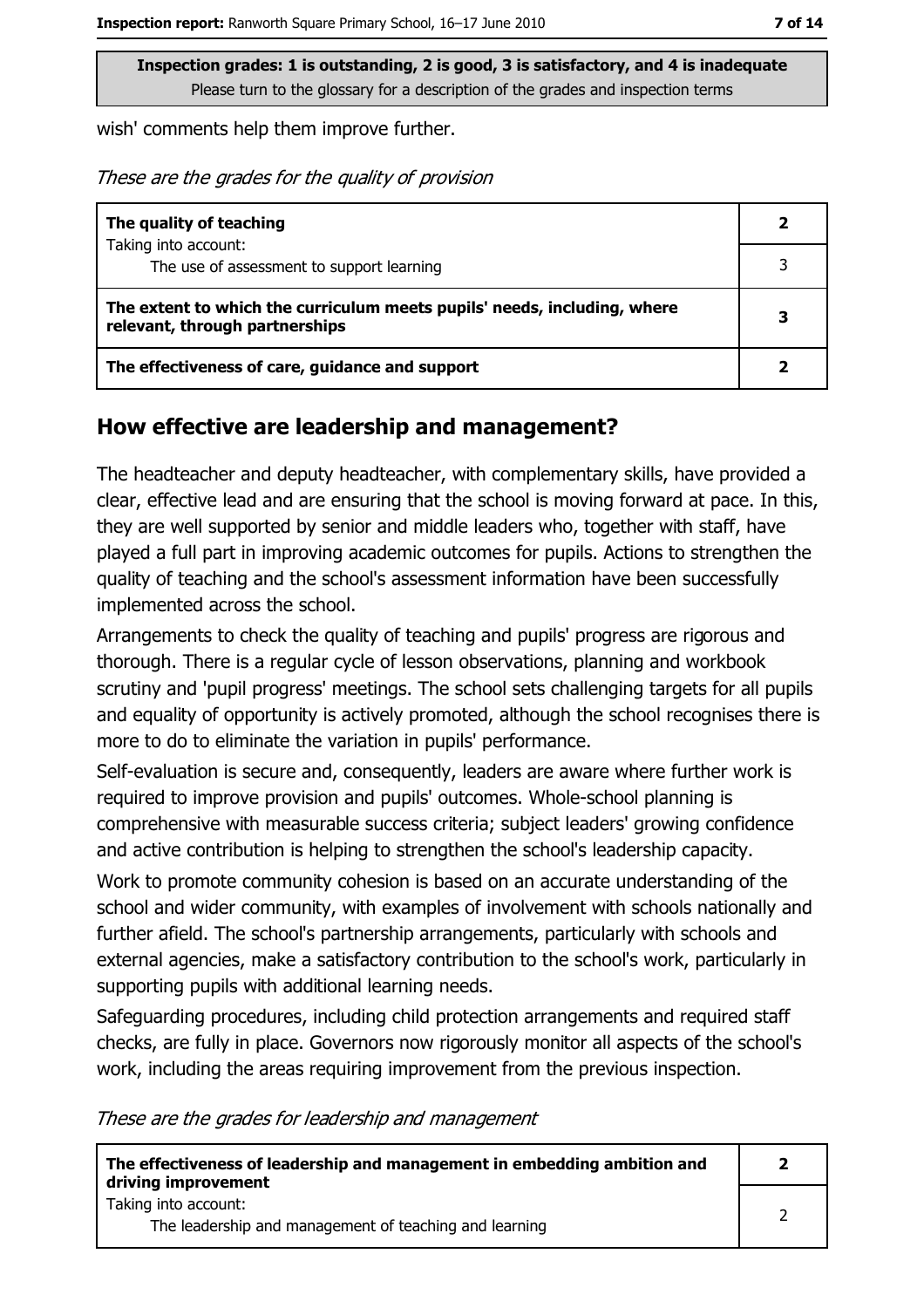**Inspection grades: 1 is outstanding, 2 is good, 3 is satisfactory, and 4 is inadequate**
Please turn to the glossary for a description of the grades and inspection terms

wish' comments help them improve further.

*These are the grades for the quality of provision*

| | |
|---|---|
| **The quality of teaching** <br> Taking into account: | **2** |
| The use of assessment to support learning | 3 |
| **The extent to which the curriculum meets pupils' needs, including, where relevant, through partnerships** | **3** |
| **The effectiveness of care, guidance and support** | **2** |

## How effective are leadership and management?

The headteacher and deputy headteacher, with complementary skills, have provided a clear, effective lead and are ensuring that the school is moving forward at pace. In this, they are well supported by senior and middle leaders who, together with staff, have played a full part in improving academic outcomes for pupils. Actions to strengthen the quality of teaching and the school's assessment information have been successfully implemented across the school.

Arrangements to check the quality of teaching and pupils' progress are rigorous and thorough. There is a regular cycle of lesson observations, planning and workbook scrutiny and 'pupil progress' meetings. The school sets challenging targets for all pupils and equality of opportunity is actively promoted, although the school recognises there is more to do to eliminate the variation in pupils' performance.

Self-evaluation is secure and, consequently, leaders are aware where further work is required to improve provision and pupils' outcomes. Whole-school planning is comprehensive with measurable success criteria; subject leaders' growing confidence and active contribution is helping to strengthen the school's leadership capacity.

Work to promote community cohesion is based on an accurate understanding of the school and wider community, with examples of involvement with schools nationally and further afield. The school's partnership arrangements, particularly with schools and external agencies, make a satisfactory contribution to the school's work, particularly in supporting pupils with additional learning needs.

Safeguarding procedures, including child protection arrangements and required staff checks, are fully in place. Governors now rigorously monitor all aspects of the school's work, including the areas requiring improvement from the previous inspection.

*These are the grades for leadership and management*

| | |
|---|---|
| **The effectiveness of leadership and management in embedding ambition and driving improvement** | **2** |
| Taking into account: <br> The leadership and management of teaching and learning | 2 |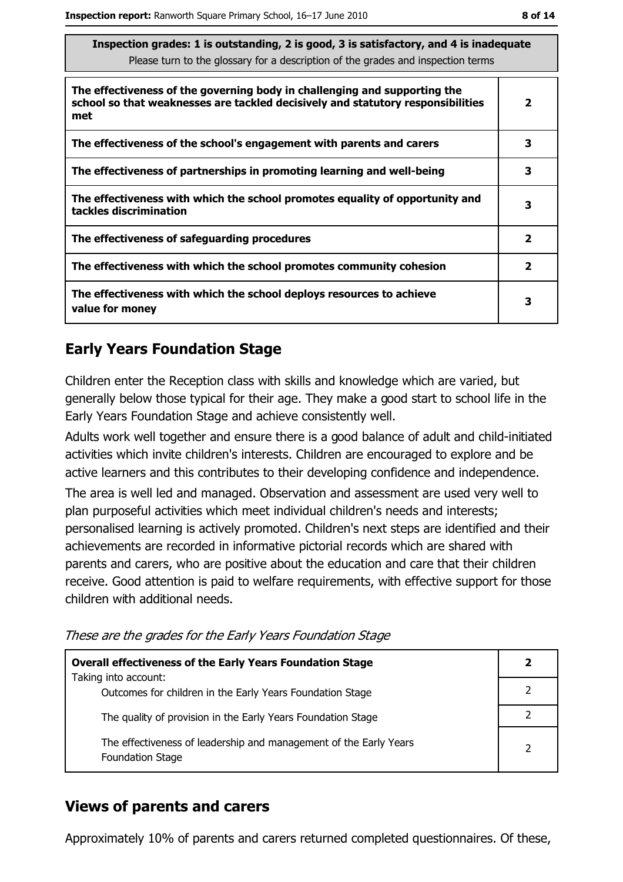| Inspection grades: 1 is outstanding, 2 is good, 3 is satisfactory, and 4 is inadequate<br>Please turn to the glossary for a description of the grades and inspection terms | |
|---|---|
| **The effectiveness of the governing body in challenging and supporting the school so that weaknesses are tackled decisively and statutory responsibilities met** | **2** |
| **The effectiveness of the school's engagement with parents and carers** | **3** |
| **The effectiveness of partnerships in promoting learning and well-being** | **3** |
| **The effectiveness with which the school promotes equality of opportunity and tackles discrimination** | **3** |
| **The effectiveness of safeguarding procedures** | **2** |
| **The effectiveness with which the school promotes community cohesion** | **2** |
| **The effectiveness with which the school deploys resources to achieve value for money** | **3** |

## Early Years Foundation Stage

Children enter the Reception class with skills and knowledge which are varied, but generally below those typical for their age. They make a good start to school life in the Early Years Foundation Stage and achieve consistently well.

Adults work well together and ensure there is a good balance of adult and child-initiated activities which invite children's interests. Children are encouraged to explore and be active learners and this contributes to their developing confidence and independence.

The area is well led and managed. Observation and assessment are used very well to plan purposeful activities which meet individual children's needs and interests; personalised learning is actively promoted. Children's next steps are identified and their achievements are recorded in informative pictorial records which are shared with parents and carers, who are positive about the education and care that their children receive. Good attention is paid to welfare requirements, with effective support for those children with additional needs.

*These are the grades for the Early Years Foundation Stage*

| **Overall effectiveness of the Early Years Foundation Stage**<br>Taking into account: | **2** |
|---|---|
| Outcomes for children in the Early Years Foundation Stage | 2 |
| The quality of provision in the Early Years Foundation Stage | 2 |
| The effectiveness of leadership and management of the Early Years Foundation Stage | 2 |

## Views of parents and carers

Approximately 10% of parents and carers returned completed questionnaires. Of these,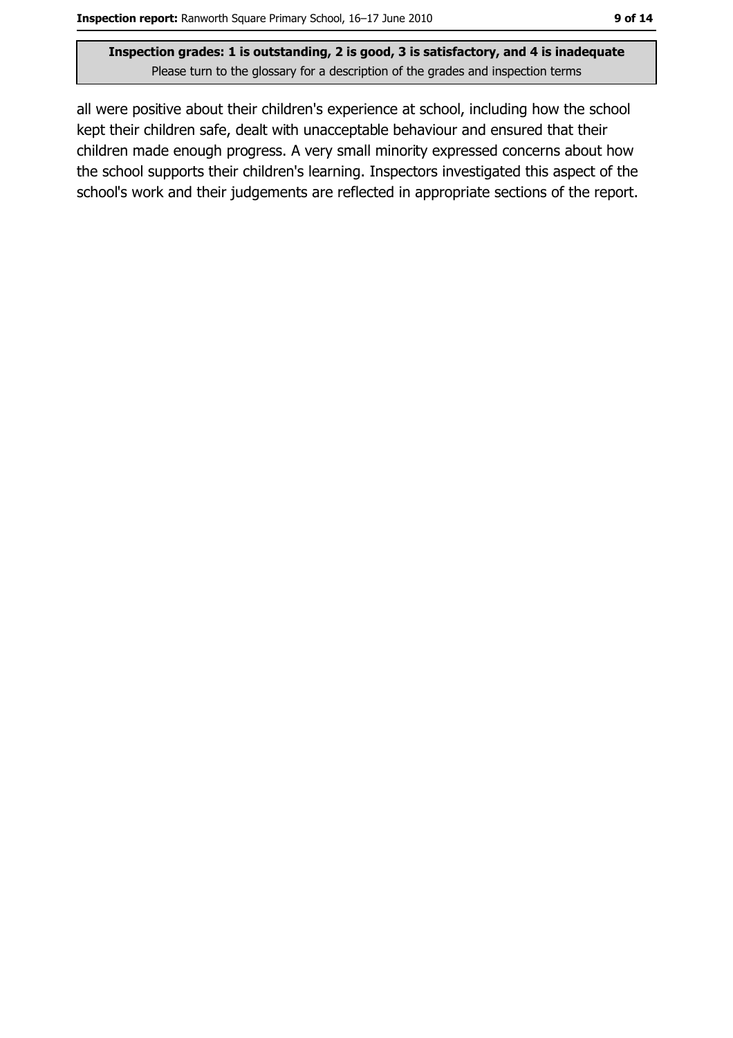all were positive about their children's experience at school, including how the school kept their children safe, dealt with unacceptable behaviour and ensured that their children made enough progress. A very small minority expressed concerns about how the school supports their children's learning. Inspectors investigated this aspect of the school's work and their judgements are reflected in appropriate sections of the report.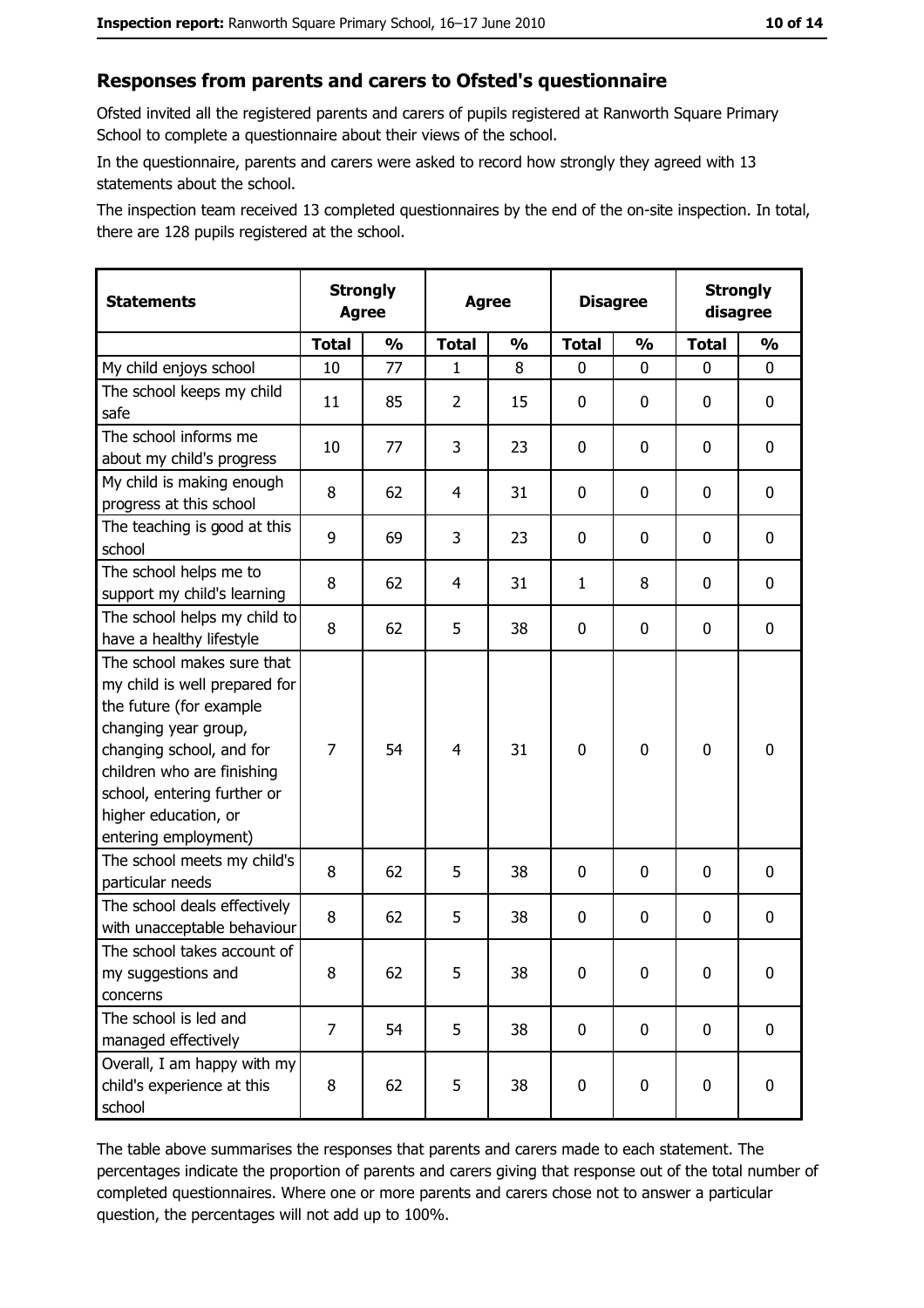## Responses from parents and carers to Ofsted's questionnaire

Ofsted invited all the registered parents and carers of pupils registered at Ranworth Square Primary School to complete a questionnaire about their views of the school.

In the questionnaire, parents and carers were asked to record how strongly they agreed with 13 statements about the school.

The inspection team received 13 completed questionnaires by the end of the on-site inspection. In total, there are 128 pupils registered at the school.

| Statements | Strongly Agree | | Agree | | Disagree | | Strongly disagree | |
|---|---|---|---|---|---|---|---|---|
| | Total | % | Total | % | Total | % | Total | % |
| My child enjoys school | 10 | 77 | 1 | 8 | 0 | 0 | 0 | 0 |
| The school keeps my child safe | 11 | 85 | 2 | 15 | 0 | 0 | 0 | 0 |
| The school informs me about my child's progress | 10 | 77 | 3 | 23 | 0 | 0 | 0 | 0 |
| My child is making enough progress at this school | 8 | 62 | 4 | 31 | 0 | 0 | 0 | 0 |
| The teaching is good at this school | 9 | 69 | 3 | 23 | 0 | 0 | 0 | 0 |
| The school helps me to support my child's learning | 8 | 62 | 4 | 31 | 1 | 8 | 0 | 0 |
| The school helps my child to have a healthy lifestyle | 8 | 62 | 5 | 38 | 0 | 0 | 0 | 0 |
| The school makes sure that my child is well prepared for the future (for example changing year group, changing school, and for children who are finishing school, entering further or higher education, or entering employment) | 7 | 54 | 4 | 31 | 0 | 0 | 0 | 0 |
| The school meets my child's particular needs | 8 | 62 | 5 | 38 | 0 | 0 | 0 | 0 |
| The school deals effectively with unacceptable behaviour | 8 | 62 | 5 | 38 | 0 | 0 | 0 | 0 |
| The school takes account of my suggestions and concerns | 8 | 62 | 5 | 38 | 0 | 0 | 0 | 0 |
| The school is led and managed effectively | 7 | 54 | 5 | 38 | 0 | 0 | 0 | 0 |
| Overall, I am happy with my child's experience at this school | 8 | 62 | 5 | 38 | 0 | 0 | 0 | 0 |

The table above summarises the responses that parents and carers made to each statement. The percentages indicate the proportion of parents and carers giving that response out of the total number of completed questionnaires. Where one or more parents and carers chose not to answer a particular question, the percentages will not add up to 100%.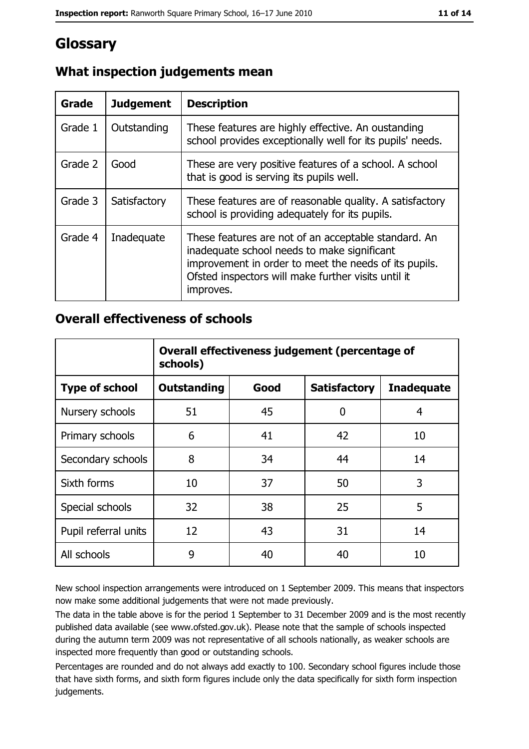# Glossary

## What inspection judgements mean

| Grade | Judgement | Description |
|---|---|---|
| Grade 1 | Outstanding | These features are highly effective. An oustanding school provides exceptionally well for its pupils' needs. |
| Grade 2 | Good | These are very positive features of a school. A school that is good is serving its pupils well. |
| Grade 3 | Satisfactory | These features are of reasonable quality. A satisfactory school is providing adequately for its pupils. |
| Grade 4 | Inadequate | These features are not of an acceptable standard. An inadequate school needs to make significant improvement in order to meet the needs of its pupils. Ofsted inspectors will make further visits until it improves. |

## Overall effectiveness of schools

| | Overall effectiveness judgement (percentage of schools) | | | |
|---|---|---|---|---|
| **Type of school** | **Outstanding** | **Good** | **Satisfactory** | **Inadequate** |
| Nursery schools | 51 | 45 | 0 | 4 |
| Primary schools | 6 | 41 | 42 | 10 |
| Secondary schools | 8 | 34 | 44 | 14 |
| Sixth forms | 10 | 37 | 50 | 3 |
| Special schools | 32 | 38 | 25 | 5 |
| Pupil referral units | 12 | 43 | 31 | 14 |
| All schools | 9 | 40 | 40 | 10 |

New school inspection arrangements were introduced on 1 September 2009. This means that inspectors now make some additional judgements that were not made previously.

The data in the table above is for the period 1 September to 31 December 2009 and is the most recently published data available (see www.ofsted.gov.uk). Please note that the sample of schools inspected during the autumn term 2009 was not representative of all schools nationally, as weaker schools are inspected more frequently than good or outstanding schools.

Percentages are rounded and do not always add exactly to 100. Secondary school figures include those that have sixth forms, and sixth form figures include only the data specifically for sixth form inspection judgements.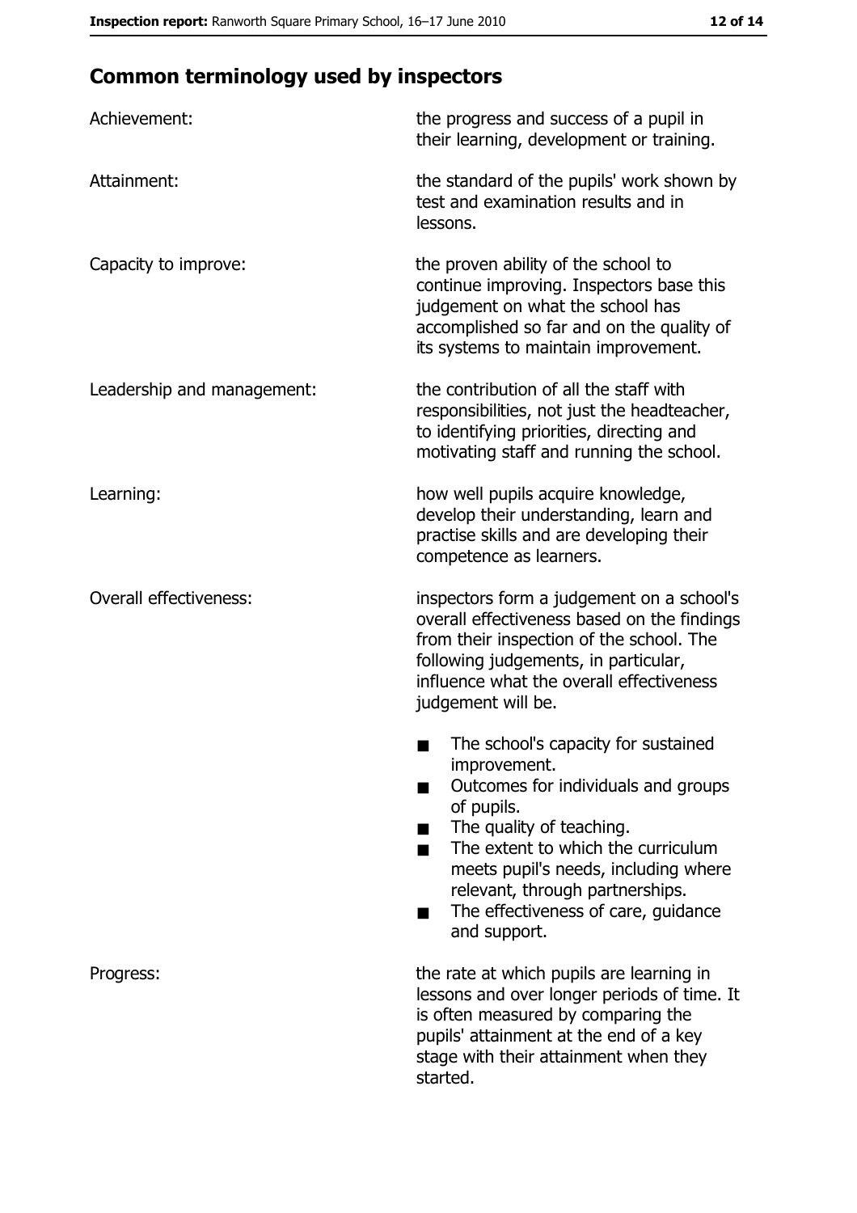## Common terminology used by inspectors

| | |
|---|---|
| Achievement: | the progress and success of a pupil in their learning, development or training. |
| Attainment: | the standard of the pupils' work shown by test and examination results and in lessons. |
| Capacity to improve: | the proven ability of the school to continue improving. Inspectors base this judgement on what the school has accomplished so far and on the quality of its systems to maintain improvement. |
| Leadership and management: | the contribution of all the staff with responsibilities, not just the headteacher, to identifying priorities, directing and motivating staff and running the school. |
| Learning: | how well pupils acquire knowledge, develop their understanding, learn and practise skills and are developing their competence as learners. |
| Overall effectiveness: | inspectors form a judgement on a school's overall effectiveness based on the findings from their inspection of the school. The following judgements, in particular, influence what the overall effectiveness judgement will be.<br>■ The school's capacity for sustained improvement.<br>■ Outcomes for individuals and groups of pupils.<br>■ The quality of teaching.<br>■ The extent to which the curriculum meets pupil's needs, including where relevant, through partnerships.<br>■ The effectiveness of care, guidance and support. |
| Progress: | the rate at which pupils are learning in lessons and over longer periods of time. It is often measured by comparing the pupils' attainment at the end of a key stage with their attainment when they started. |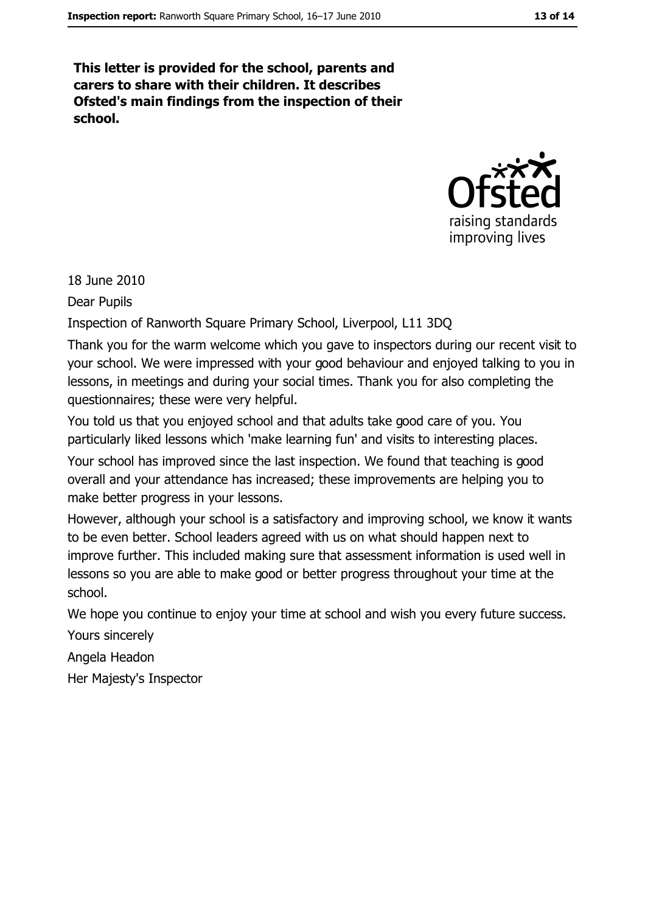**This letter is provided for the school, parents and carers to share with their children. It describes Ofsted's main findings from the inspection of their school.**

18 June 2010

Dear Pupils

Inspection of Ranworth Square Primary School, Liverpool, L11 3DQ

Thank you for the warm welcome which you gave to inspectors during our recent visit to your school. We were impressed with your good behaviour and enjoyed talking to you in lessons, in meetings and during your social times. Thank you for also completing the questionnaires; these were very helpful.

You told us that you enjoyed school and that adults take good care of you. You particularly liked lessons which 'make learning fun' and visits to interesting places.

Your school has improved since the last inspection. We found that teaching is good overall and your attendance has increased; these improvements are helping you to make better progress in your lessons.

However, although your school is a satisfactory and improving school, we know it wants to be even better. School leaders agreed with us on what should happen next to improve further. This included making sure that assessment information is used well in lessons so you are able to make good or better progress throughout your time at the school.

We hope you continue to enjoy your time at school and wish you every future success.

Yours sincerely

Angela Headon

Her Majesty's Inspector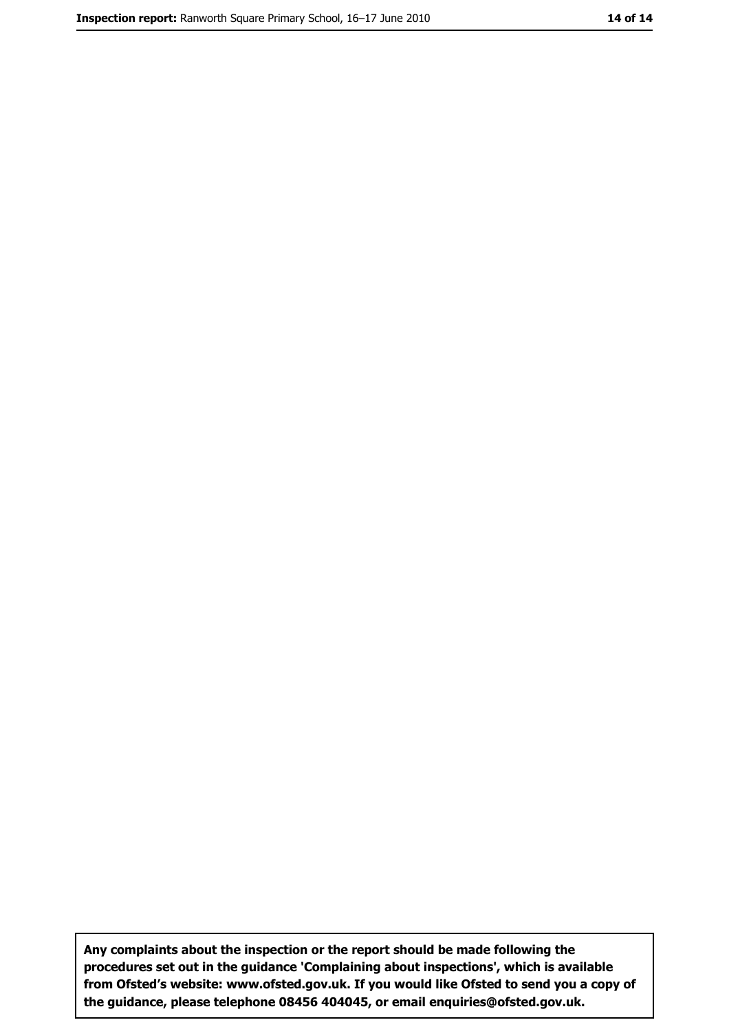**Any complaints about the inspection or the report should be made following the procedures set out in the guidance 'Complaining about inspections', which is available from Ofsted's website: www.ofsted.gov.uk. If you would like Ofsted to send you a copy of the guidance, please telephone 08456 404045, or email enquiries@ofsted.gov.uk.**